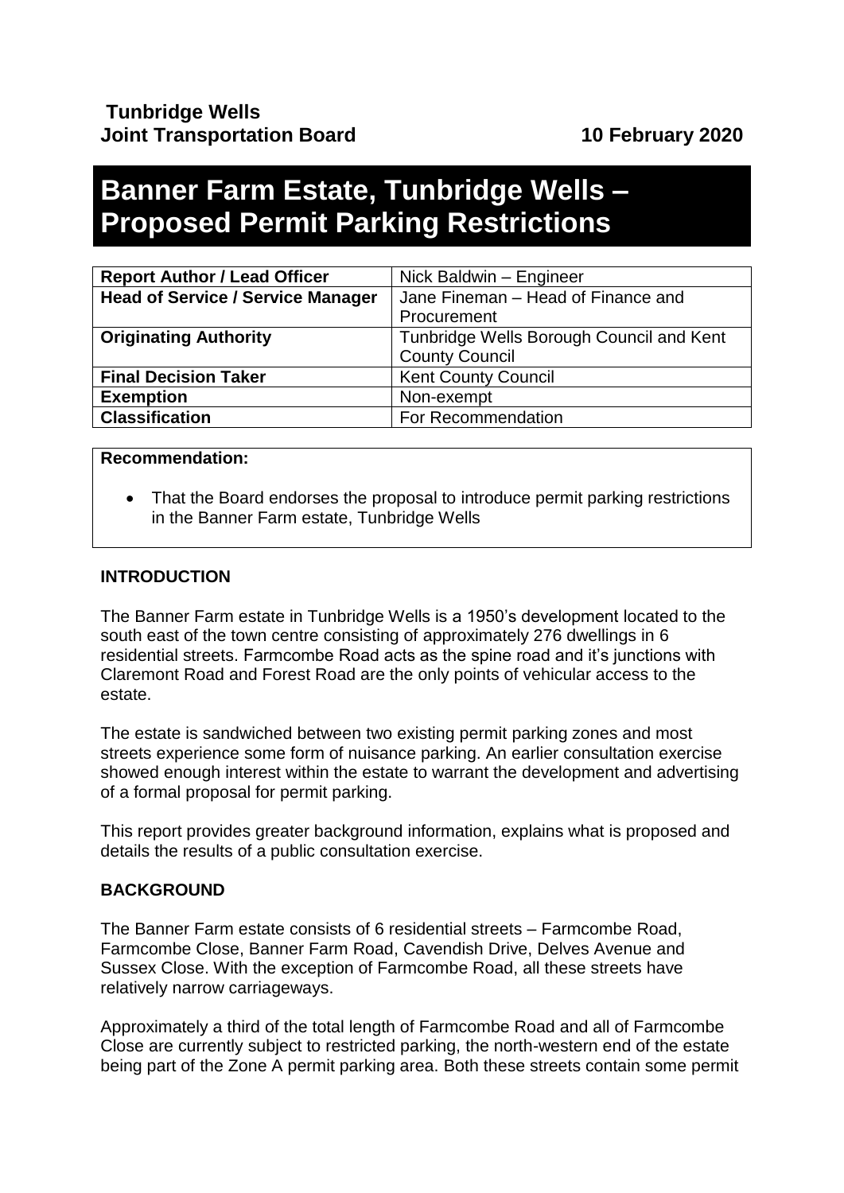**Tunbridge Wells**
**Joint Transportation Board** **10 February 2020**

# Banner Farm Estate, Tunbridge Wells – Proposed Permit Parking Restrictions

| | |
|---|---|
| **Report Author / Lead Officer** | Nick Baldwin – Engineer |
| **Head of Service / Service Manager** | Jane Fineman – Head of Finance and Procurement |
| **Originating Authority** | Tunbridge Wells Borough Council and Kent County Council |
| **Final Decision Taker** | Kent County Council |
| **Exemption** | Non-exempt |
| **Classification** | For Recommendation |

**Recommendation:**

- That the Board endorses the proposal to introduce permit parking restrictions in the Banner Farm estate, Tunbridge Wells

## INTRODUCTION

The Banner Farm estate in Tunbridge Wells is a 1950's development located to the south east of the town centre consisting of approximately 276 dwellings in 6 residential streets. Farmcombe Road acts as the spine road and it's junctions with Claremont Road and Forest Road are the only points of vehicular access to the estate.

The estate is sandwiched between two existing permit parking zones and most streets experience some form of nuisance parking. An earlier consultation exercise showed enough interest within the estate to warrant the development and advertising of a formal proposal for permit parking.

This report provides greater background information, explains what is proposed and details the results of a public consultation exercise.

## BACKGROUND

The Banner Farm estate consists of 6 residential streets – Farmcombe Road, Farmcombe Close, Banner Farm Road, Cavendish Drive, Delves Avenue and Sussex Close. With the exception of Farmcombe Road, all these streets have relatively narrow carriageways.

Approximately a third of the total length of Farmcombe Road and all of Farmcombe Close are currently subject to restricted parking, the north-western end of the estate being part of the Zone A permit parking area. Both these streets contain some permit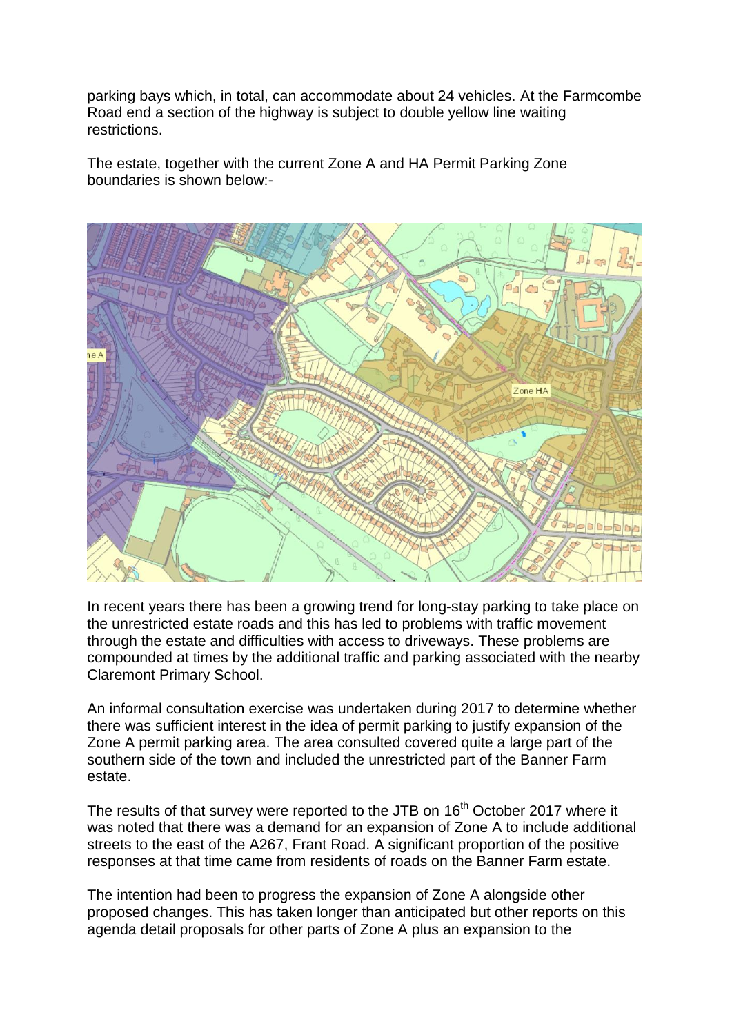parking bays which, in total, can accommodate about 24 vehicles. At the Farmcombe Road end a section of the highway is subject to double yellow line waiting restrictions.

The estate, together with the current Zone A and HA Permit Parking Zone boundaries is shown below:-

In recent years there has been a growing trend for long-stay parking to take place on the unrestricted estate roads and this has led to problems with traffic movement through the estate and difficulties with access to driveways. These problems are compounded at times by the additional traffic and parking associated with the nearby Claremont Primary School.

An informal consultation exercise was undertaken during 2017 to determine whether there was sufficient interest in the idea of permit parking to justify expansion of the Zone A permit parking area. The area consulted covered quite a large part of the southern side of the town and included the unrestricted part of the Banner Farm estate.

The results of that survey were reported to the JTB on 16th October 2017 where it was noted that there was a demand for an expansion of Zone A to include additional streets to the east of the A267, Frant Road. A significant proportion of the positive responses at that time came from residents of roads on the Banner Farm estate.

The intention had been to progress the expansion of Zone A alongside other proposed changes. This has taken longer than anticipated but other reports on this agenda detail proposals for other parts of Zone A plus an expansion to the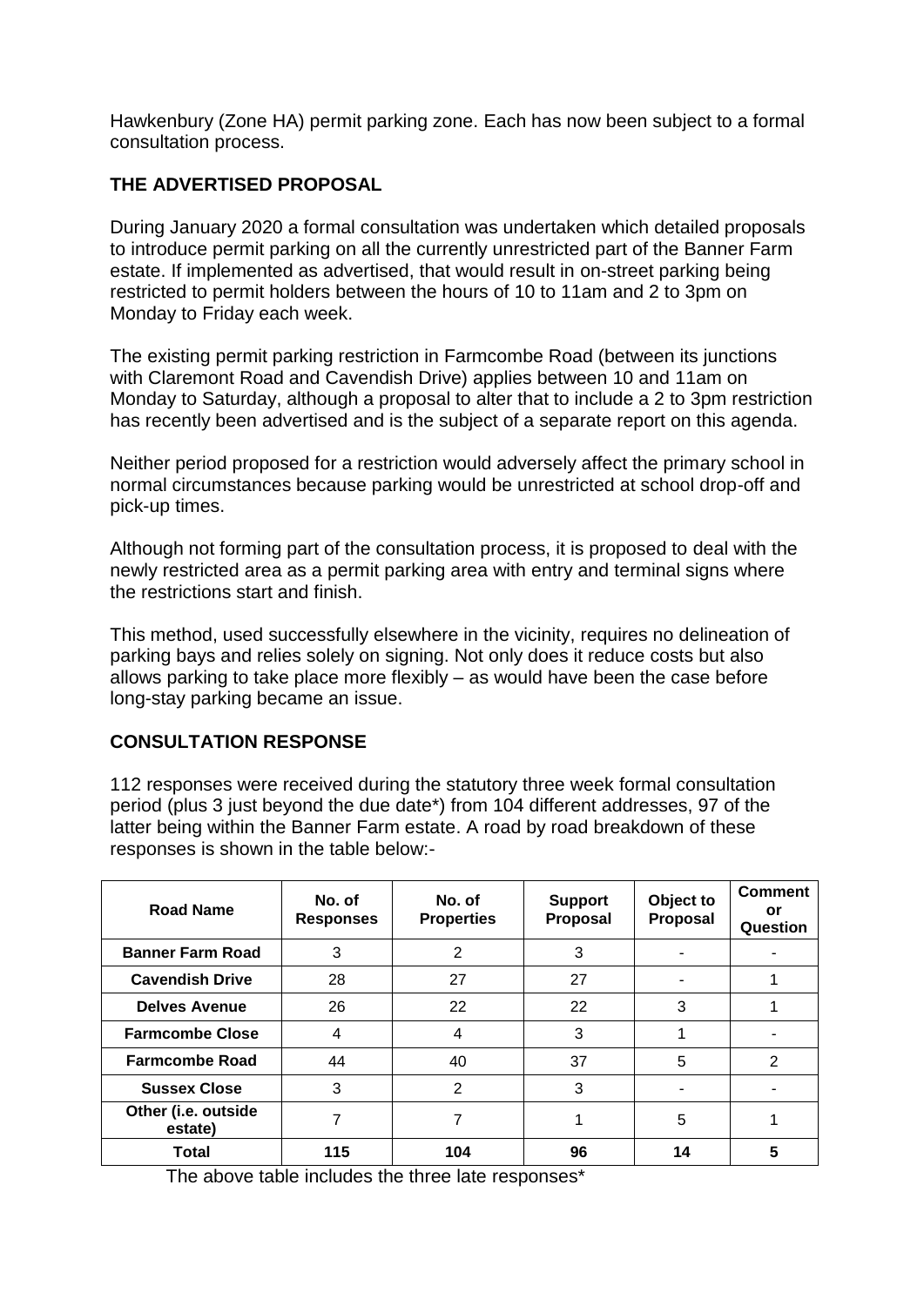Hawkenbury (Zone HA) permit parking zone. Each has now been subject to a formal consultation process.

## THE ADVERTISED PROPOSAL

During January 2020 a formal consultation was undertaken which detailed proposals to introduce permit parking on all the currently unrestricted part of the Banner Farm estate. If implemented as advertised, that would result in on-street parking being restricted to permit holders between the hours of 10 to 11am and 2 to 3pm on Monday to Friday each week.

The existing permit parking restriction in Farmcombe Road (between its junctions with Claremont Road and Cavendish Drive) applies between 10 and 11am on Monday to Saturday, although a proposal to alter that to include a 2 to 3pm restriction has recently been advertised and is the subject of a separate report on this agenda.

Neither period proposed for a restriction would adversely affect the primary school in normal circumstances because parking would be unrestricted at school drop-off and pick-up times.

Although not forming part of the consultation process, it is proposed to deal with the newly restricted area as a permit parking area with entry and terminal signs where the restrictions start and finish.

This method, used successfully elsewhere in the vicinity, requires no delineation of parking bays and relies solely on signing. Not only does it reduce costs but also allows parking to take place more flexibly – as would have been the case before long-stay parking became an issue.

## CONSULTATION RESPONSE

112 responses were received during the statutory three week formal consultation period (plus 3 just beyond the due date*) from 104 different addresses, 97 of the latter being within the Banner Farm estate. A road by road breakdown of these responses is shown in the table below:-

| Road Name | No. of Responses | No. of Properties | Support Proposal | Object to Proposal | Comment or Question |
|---|---|---|---|---|---|
| **Banner Farm Road** | 3 | 2 | 3 | - | - |
| **Cavendish Drive** | 28 | 27 | 27 | - | 1 |
| **Delves Avenue** | 26 | 22 | 22 | 3 | 1 |
| **Farmcombe Close** | 4 | 4 | 3 | 1 | - |
| **Farmcombe Road** | 44 | 40 | 37 | 5 | 2 |
| **Sussex Close** | 3 | 2 | 3 | - | - |
| **Other (i.e. outside estate)** | 7 | 7 | 1 | 5 | 1 |
| **Total** | **115** | **104** | **96** | **14** | **5** |

The above table includes the three late responses*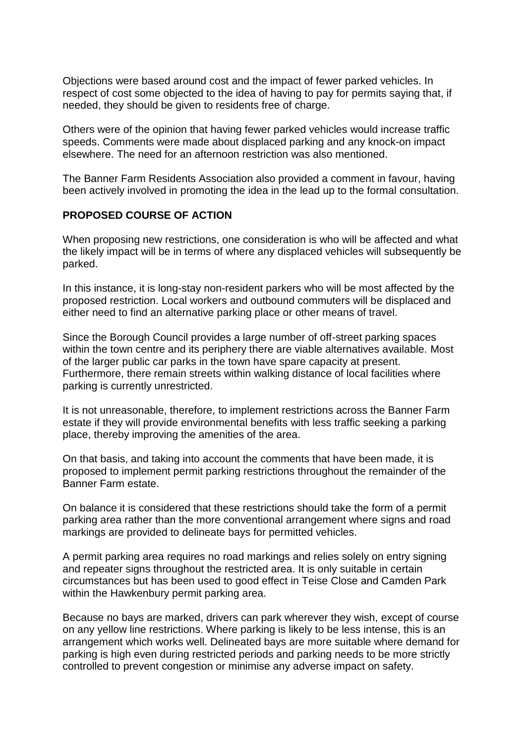Objections were based around cost and the impact of fewer parked vehicles. In respect of cost some objected to the idea of having to pay for permits saying that, if needed, they should be given to residents free of charge.

Others were of the opinion that having fewer parked vehicles would increase traffic speeds. Comments were made about displaced parking and any knock-on impact elsewhere. The need for an afternoon restriction was also mentioned.

The Banner Farm Residents Association also provided a comment in favour, having been actively involved in promoting the idea in the lead up to the formal consultation.

**PROPOSED COURSE OF ACTION**

When proposing new restrictions, one consideration is who will be affected and what the likely impact will be in terms of where any displaced vehicles will subsequently be parked.

In this instance, it is long-stay non-resident parkers who will be most affected by the proposed restriction. Local workers and outbound commuters will be displaced and either need to find an alternative parking place or other means of travel.

Since the Borough Council provides a large number of off-street parking spaces within the town centre and its periphery there are viable alternatives available. Most of the larger public car parks in the town have spare capacity at present. Furthermore, there remain streets within walking distance of local facilities where parking is currently unrestricted.

It is not unreasonable, therefore, to implement restrictions across the Banner Farm estate if they will provide environmental benefits with less traffic seeking a parking place, thereby improving the amenities of the area.

On that basis, and taking into account the comments that have been made, it is proposed to implement permit parking restrictions throughout the remainder of the Banner Farm estate.

On balance it is considered that these restrictions should take the form of a permit parking area rather than the more conventional arrangement where signs and road markings are provided to delineate bays for permitted vehicles.

A permit parking area requires no road markings and relies solely on entry signing and repeater signs throughout the restricted area. It is only suitable in certain circumstances but has been used to good effect in Teise Close and Camden Park within the Hawkenbury permit parking area.

Because no bays are marked, drivers can park wherever they wish, except of course on any yellow line restrictions. Where parking is likely to be less intense, this is an arrangement which works well. Delineated bays are more suitable where demand for parking is high even during restricted periods and parking needs to be more strictly controlled to prevent congestion or minimise any adverse impact on safety.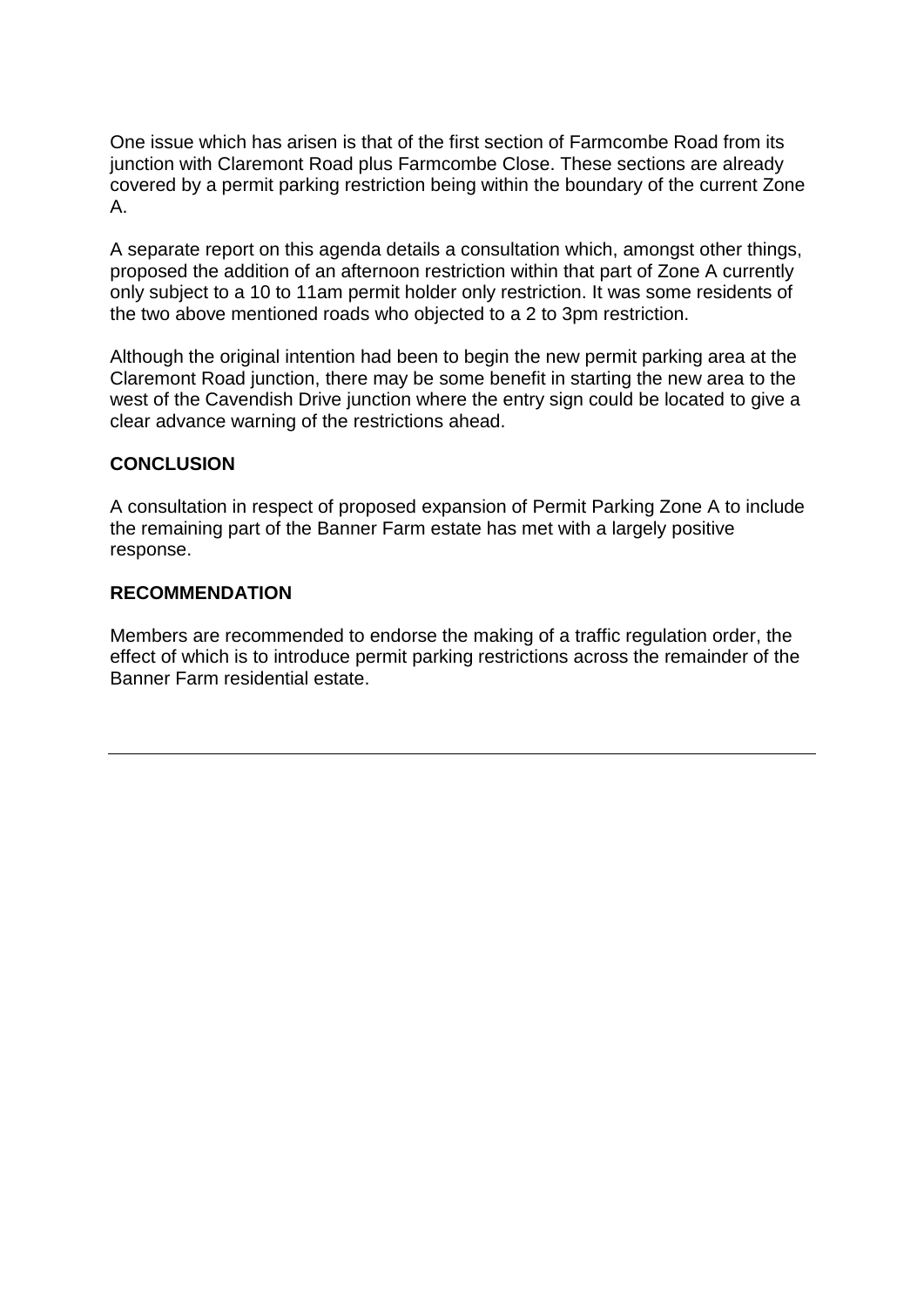One issue which has arisen is that of the first section of Farmcombe Road from its junction with Claremont Road plus Farmcombe Close. These sections are already covered by a permit parking restriction being within the boundary of the current Zone A.

A separate report on this agenda details a consultation which, amongst other things, proposed the addition of an afternoon restriction within that part of Zone A currently only subject to a 10 to 11am permit holder only restriction. It was some residents of the two above mentioned roads who objected to a 2 to 3pm restriction.

Although the original intention had been to begin the new permit parking area at the Claremont Road junction, there may be some benefit in starting the new area to the west of the Cavendish Drive junction where the entry sign could be located to give a clear advance warning of the restrictions ahead.

## CONCLUSION

A consultation in respect of proposed expansion of Permit Parking Zone A to include the remaining part of the Banner Farm estate has met with a largely positive response.

## RECOMMENDATION

Members are recommended to endorse the making of a traffic regulation order, the effect of which is to introduce permit parking restrictions across the remainder of the Banner Farm residential estate.